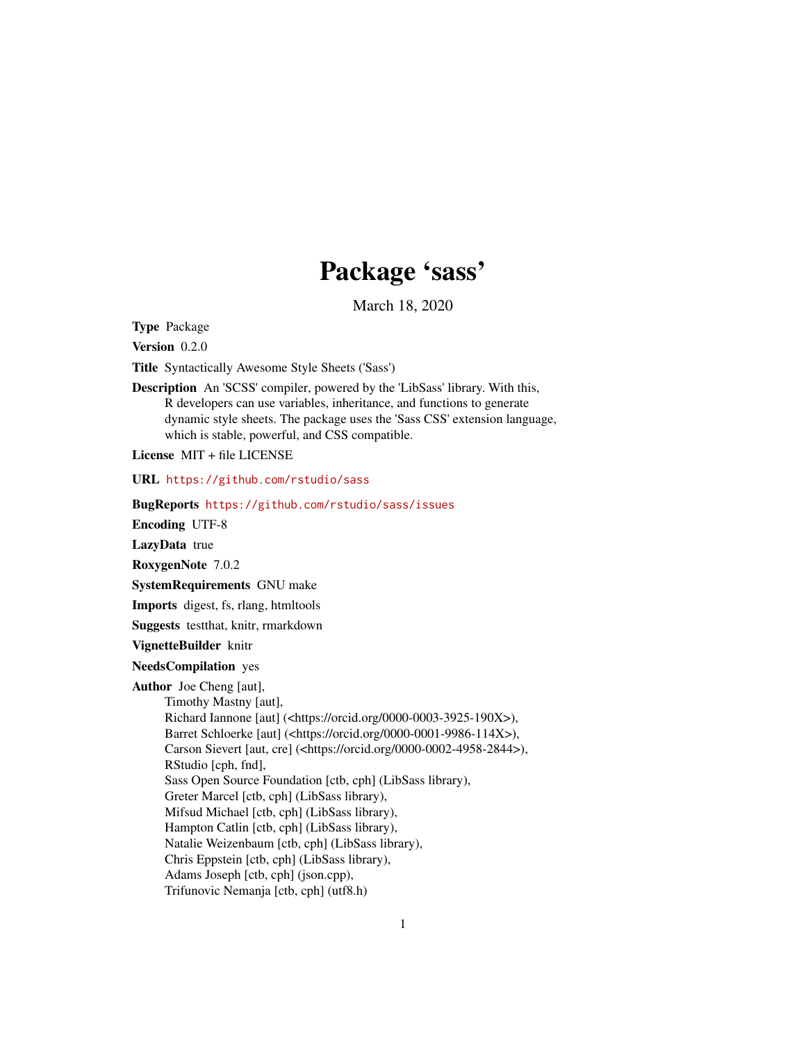# Package 'sass'

March 18, 2020

**Type** Package

**Version** 0.2.0

**Title** Syntactically Awesome Style Sheets ('Sass')

**Description** An 'SCSS' compiler, powered by the 'LibSass' library. With this, R developers can use variables, inheritance, and functions to generate dynamic style sheets. The package uses the 'Sass CSS' extension language, which is stable, powerful, and CSS compatible.

**License** MIT + file LICENSE

**URL** https://github.com/rstudio/sass

**BugReports** https://github.com/rstudio/sass/issues

**Encoding** UTF-8

**LazyData** true

**RoxygenNote** 7.0.2

**SystemRequirements** GNU make

**Imports** digest, fs, rlang, htmltools

**Suggests** testthat, knitr, rmarkdown

**VignetteBuilder** knitr

**NeedsCompilation** yes

**Author** Joe Cheng [aut],
Timothy Mastny [aut],
Richard Iannone [aut] (<https://orcid.org/0000-0003-3925-190X>),
Barret Schloerke [aut] (<https://orcid.org/0000-0001-9986-114X>),
Carson Sievert [aut, cre] (<https://orcid.org/0000-0002-4958-2844>),
RStudio [cph, fnd],
Sass Open Source Foundation [ctb, cph] (LibSass library),
Greter Marcel [ctb, cph] (LibSass library),
Mifsud Michael [ctb, cph] (LibSass library),
Hampton Catlin [ctb, cph] (LibSass library),
Natalie Weizenbaum [ctb, cph] (LibSass library),
Chris Eppstein [ctb, cph] (LibSass library),
Adams Joseph [ctb, cph] (json.cpp),
Trifunovic Nemanja [ctb, cph] (utf8.h)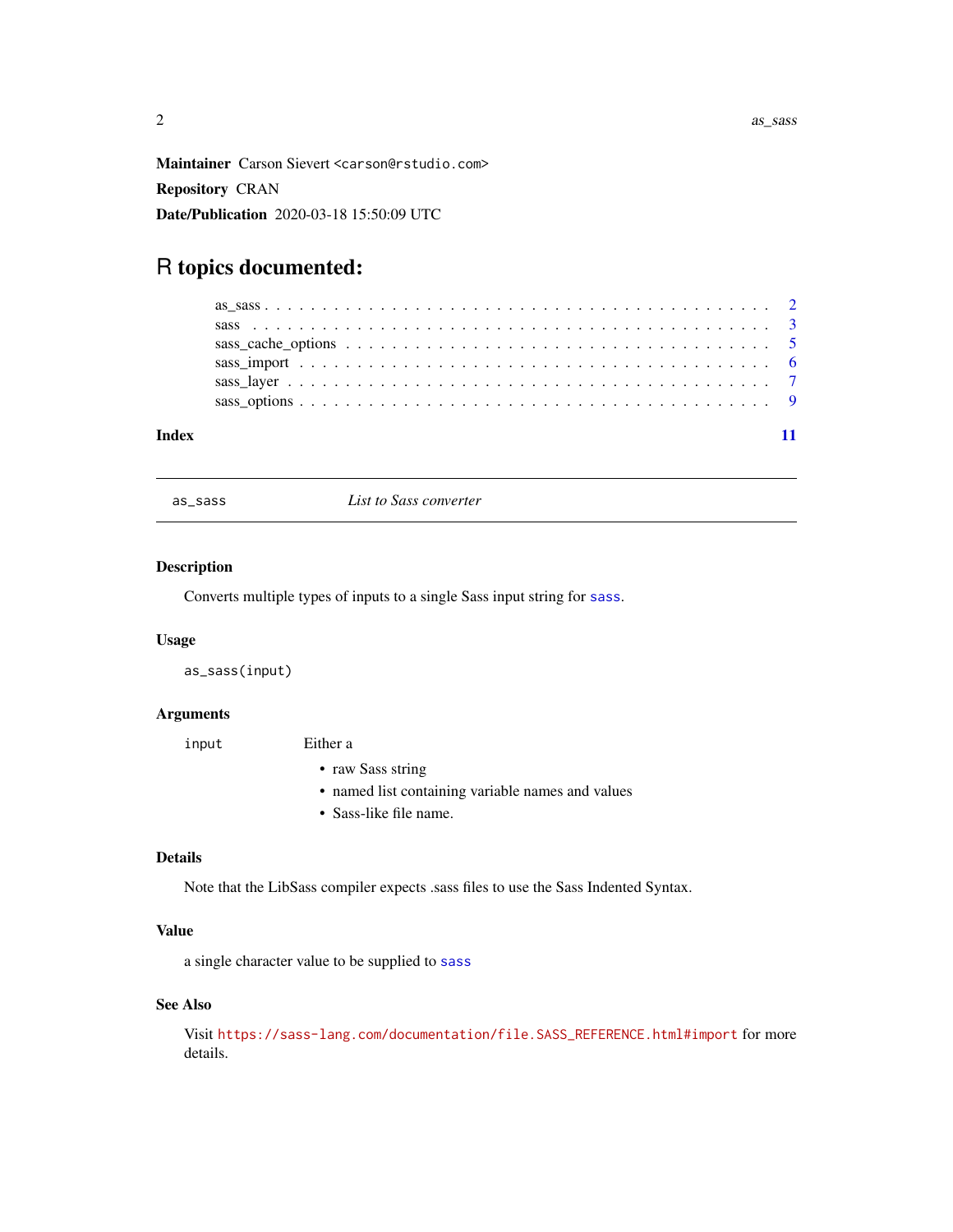**Maintainer** Carson Sievert <carson@rstudio.com>

**Repository** CRAN

**Date/Publication** 2020-03-18 15:50:09 UTC

# R topics documented:

| | |
|---|---|
| as_sass | 2 |
| sass | 3 |
| sass_cache_options | 5 |
| sass_import | 6 |
| sass_layer | 7 |
| sass_options | 9 |
| **Index** | **11** |

---

`as_sass` — *List to Sass converter*

---

### Description

Converts multiple types of inputs to a single Sass input string for `sass`.

### Usage

```
as_sass(input)
```

### Arguments

`input` Either a

- raw Sass string
- named list containing variable names and values
- Sass-like file name.

### Details

Note that the LibSass compiler expects .sass files to use the Sass Indented Syntax.

### Value

a single character value to be supplied to `sass`

### See Also

Visit `https://sass-lang.com/documentation/file.SASS_REFERENCE.html#import` for more details.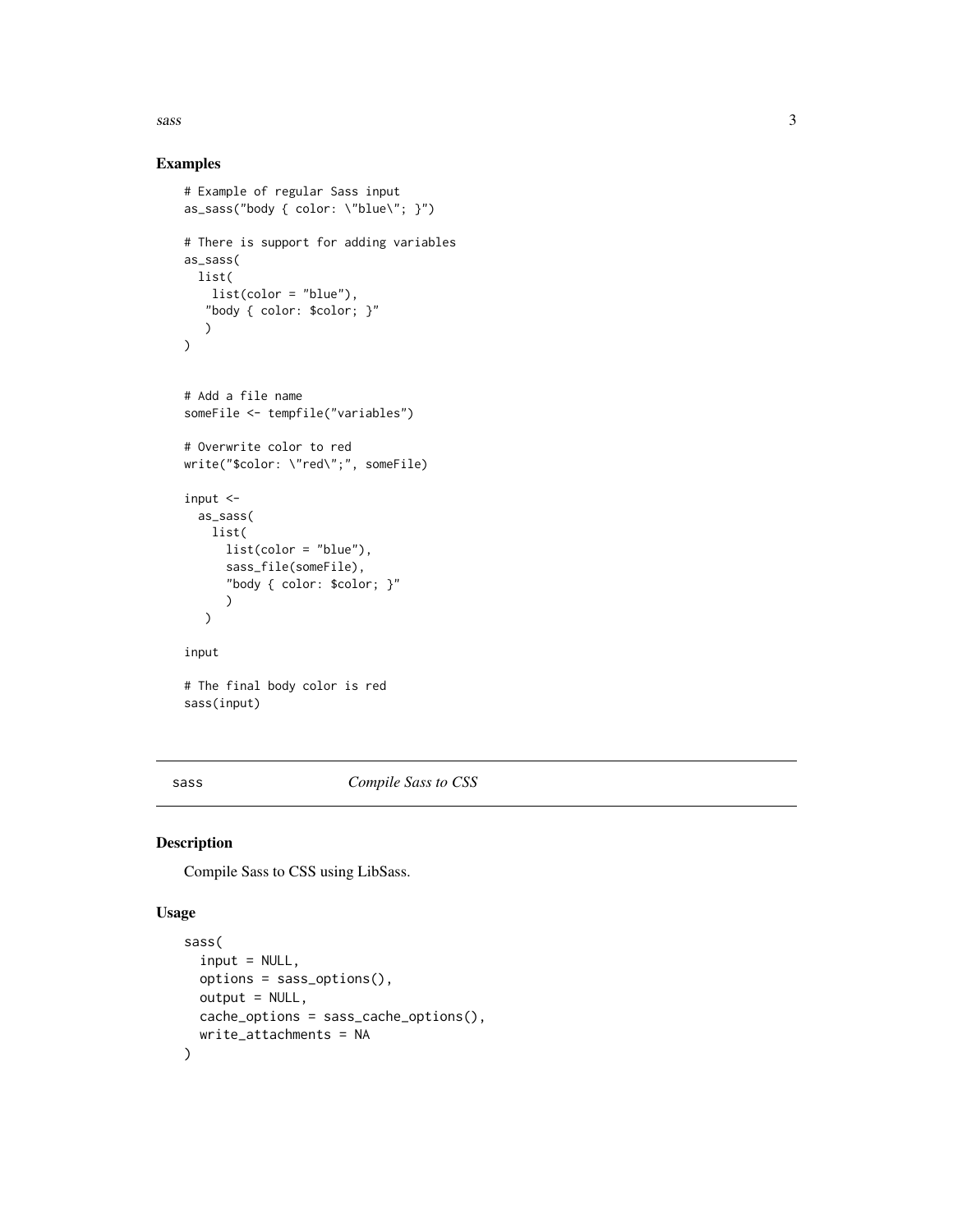## Examples

```
# Example of regular Sass input
as_sass("body { color: \"blue\"; }")

# There is support for adding variables
as_sass(
  list(
    list(color = "blue"),
   "body { color: $color; }"
   )
)


# Add a file name
someFile <- tempfile("variables")

# Overwrite color to red
write("$color: \"red\";", someFile)

input <-
  as_sass(
    list(
      list(color = "blue"),
      sass_file(someFile),
      "body { color: $color; }"
      )
   )

input

# The final body color is red
sass(input)
```

---

`sass` *Compile Sass to CSS*

---

## Description

Compile Sass to CSS using LibSass.

## Usage

```
sass(
  input = NULL,
  options = sass_options(),
  output = NULL,
  cache_options = sass_cache_options(),
  write_attachments = NA
)
```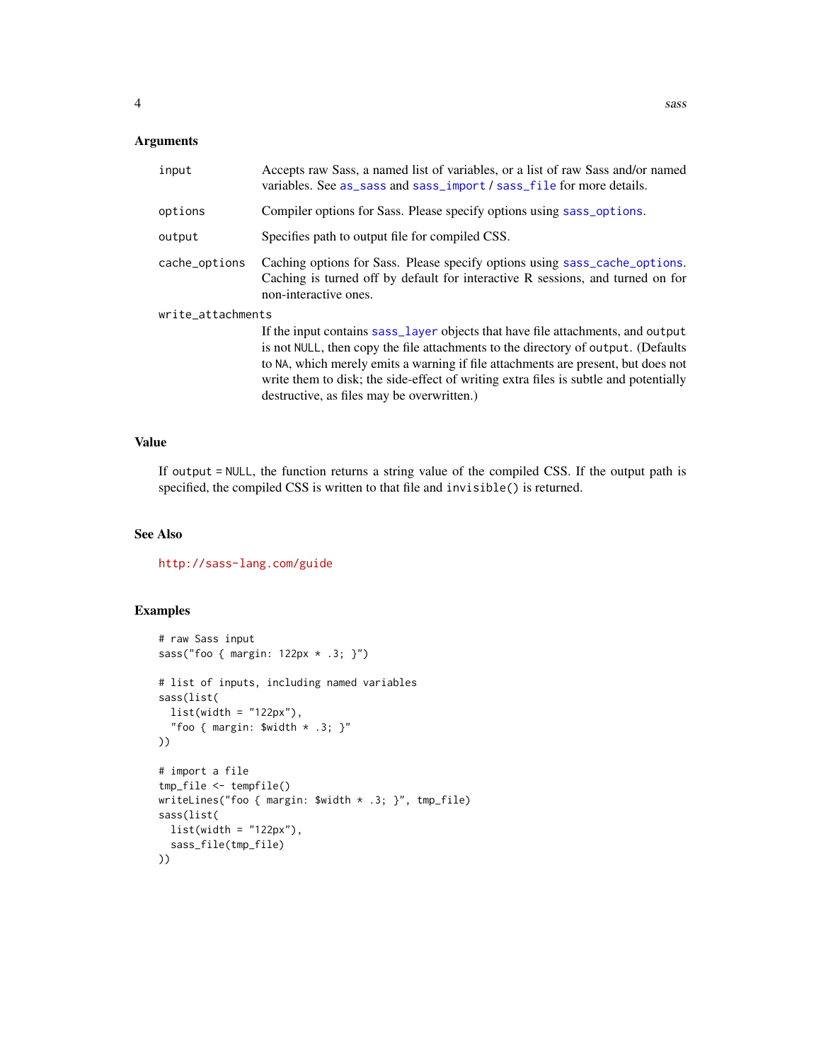### Arguments

| | |
|---|---|
| `input` | Accepts raw Sass, a named list of variables, or a list of raw Sass and/or named variables. See `as_sass` and `sass_import` / `sass_file` for more details. |
| `options` | Compiler options for Sass. Please specify options using `sass_options`. |
| `output` | Specifies path to output file for compiled CSS. |
| `cache_options` | Caching options for Sass. Please specify options using `sass_cache_options`. Caching is turned off by default for interactive R sessions, and turned on for non-interactive ones. |
| `write_attachments` | If the input contains `sass_layer` objects that have file attachments, and `output` is not `NULL`, then copy the file attachments to the directory of `output`. (Defaults to `NA`, which merely emits a warning if file attachments are present, but does not write them to disk; the side-effect of writing extra files is subtle and potentially destructive, as files may be overwritten.) |

### Value

If `output = NULL`, the function returns a string value of the compiled CSS. If the output path is specified, the compiled CSS is written to that file and `invisible()` is returned.

### See Also

http://sass-lang.com/guide

### Examples

```
# raw Sass input
sass("foo { margin: 122px * .3; }")

# list of inputs, including named variables
sass(list(
  list(width = "122px"),
  "foo { margin: $width * .3; }"
))

# import a file
tmp_file <- tempfile()
writeLines("foo { margin: $width * .3; }", tmp_file)
sass(list(
  list(width = "122px"),
  sass_file(tmp_file)
))
```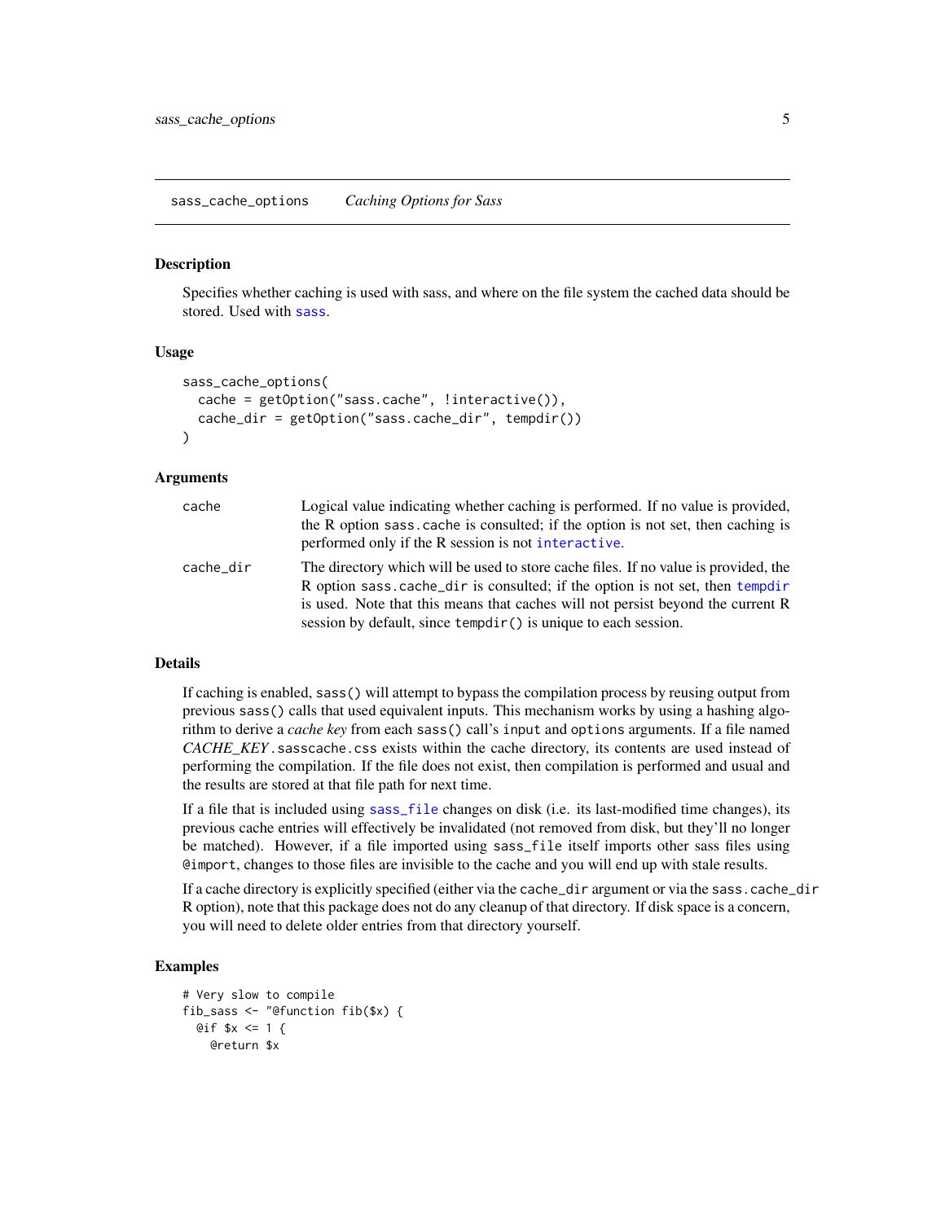## sass_cache_options — *Caching Options for Sass*

### Description

Specifies whether caching is used with sass, and where on the file system the cached data should be stored. Used with `sass`.

### Usage

```
sass_cache_options(
  cache = getOption("sass.cache", !interactive()),
  cache_dir = getOption("sass.cache_dir", tempdir())
)
```

### Arguments

| | |
|---|---|
| `cache` | Logical value indicating whether caching is performed. If no value is provided, the R option `sass.cache` is consulted; if the option is not set, then caching is performed only if the R session is not `interactive`. |
| `cache_dir` | The directory which will be used to store cache files. If no value is provided, the R option `sass.cache_dir` is consulted; if the option is not set, then `tempdir` is used. Note that this means that caches will not persist beyond the current R session by default, since `tempdir()` is unique to each session. |

### Details

If caching is enabled, `sass()` will attempt to bypass the compilation process by reusing output from previous `sass()` calls that used equivalent inputs. This mechanism works by using a hashing algorithm to derive a *cache key* from each `sass()` call's `input` and `options` arguments. If a file named *CACHE_KEY*`.sasscache.css` exists within the cache directory, its contents are used instead of performing the compilation. If the file does not exist, then compilation is performed and usual and the results are stored at that file path for next time.

If a file that is included using `sass_file` changes on disk (i.e. its last-modified time changes), its previous cache entries will effectively be invalidated (not removed from disk, but they'll no longer be matched). However, if a file imported using `sass_file` itself imports other sass files using `@import`, changes to those files are invisible to the cache and you will end up with stale results.

If a cache directory is explicitly specified (either via the `cache_dir` argument or via the `sass.cache_dir` R option), note that this package does not do any cleanup of that directory. If disk space is a concern, you will need to delete older entries from that directory yourself.

### Examples

```
# Very slow to compile
fib_sass <- "@function fib($x) {
  @if $x <= 1 {
    @return $x
```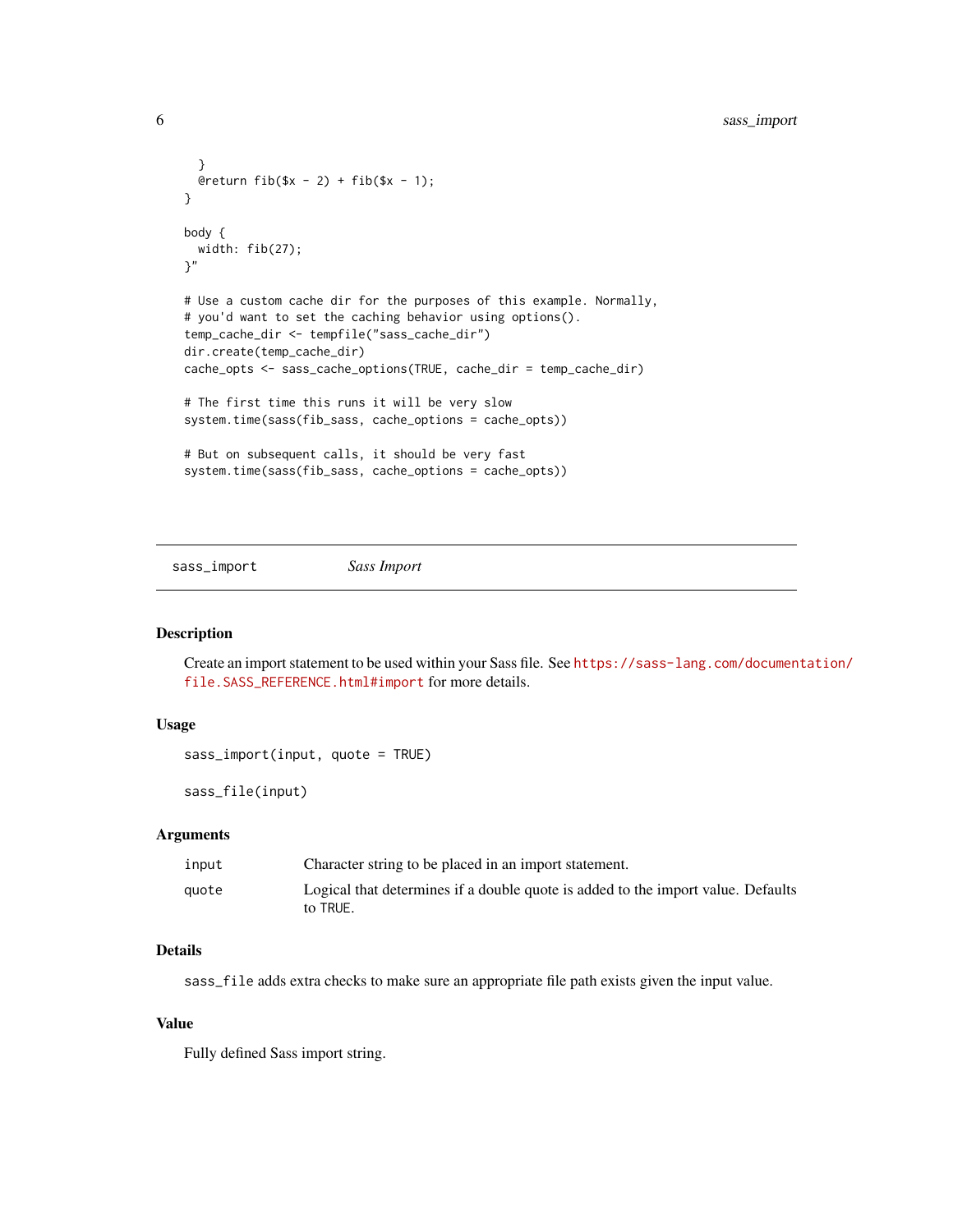```
  }
  @return fib($x - 2) + fib($x - 1);
}

body {
  width: fib(27);
}"

# Use a custom cache dir for the purposes of this example. Normally,
# you'd want to set the caching behavior using options().
temp_cache_dir <- tempfile("sass_cache_dir")
dir.create(temp_cache_dir)
cache_opts <- sass_cache_options(TRUE, cache_dir = temp_cache_dir)

# The first time this runs it will be very slow
system.time(sass(fib_sass, cache_options = cache_opts))

# But on subsequent calls, it should be very fast
system.time(sass(fib_sass, cache_options = cache_opts))
```

---

## sass_import *Sass Import*

### Description

Create an import statement to be used within your Sass file. See https://sass-lang.com/documentation/file.SASS_REFERENCE.html#import for more details.

### Usage

```
sass_import(input, quote = TRUE)

sass_file(input)
```

### Arguments

| | |
|---|---|
| input | Character string to be placed in an import statement. |
| quote | Logical that determines if a double quote is added to the import value. Defaults to TRUE. |

### Details

sass_file adds extra checks to make sure an appropriate file path exists given the input value.

### Value

Fully defined Sass import string.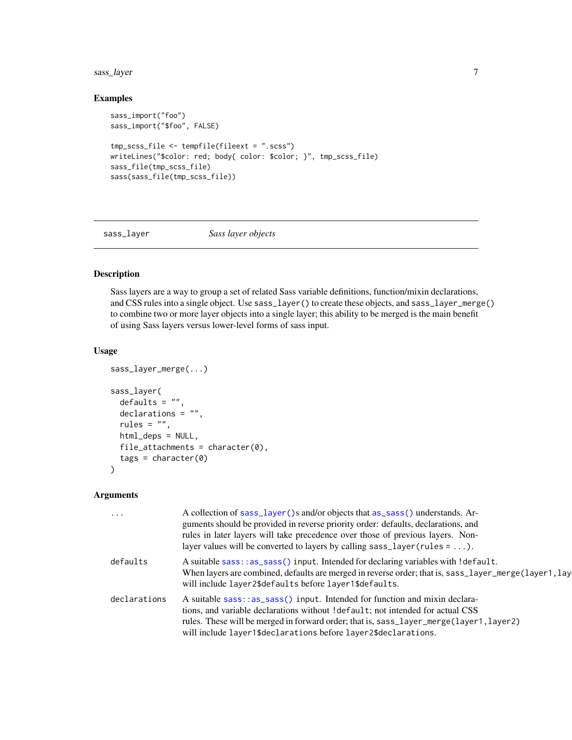### Examples

```
sass_import("foo")
sass_import("$foo", FALSE)

tmp_scss_file <- tempfile(fileext = ".scss")
writeLines("$color: red; body{ color: $color; }", tmp_scss_file)
sass_file(tmp_scss_file)
sass(sass_file(tmp_scss_file))
```

## sass_layer — *Sass layer objects*

### Description

Sass layers are a way to group a set of related Sass variable definitions, function/mixin declarations, and CSS rules into a single object. Use `sass_layer()` to create these objects, and `sass_layer_merge()` to combine two or more layer objects into a single layer; this ability to be merged is the main benefit of using Sass layers versus lower-level forms of sass input.

### Usage

```
sass_layer_merge(...)

sass_layer(
  defaults = "",
  declarations = "",
  rules = "",
  html_deps = NULL,
  file_attachments = character(0),
  tags = character(0)
)
```

### Arguments

| | |
|---|---|
| `...` | A collection of `sass_layer()`s and/or objects that `as_sass()` understands. Arguments should be provided in reverse priority order: defaults, declarations, and rules in later layers will take precedence over those of previous layers. Non-layer values will be converted to layers by calling `sass_layer(rules = ...)`. |
| `defaults` | A suitable `sass::as_sass()` input. Intended for declaring variables with `!default`. When layers are combined, defaults are merged in reverse order; that is, `sass_layer_merge(layer1,layer2)` will include `layer2$defaults` before `layer1$defaults`. |
| `declarations` | A suitable `sass::as_sass()` input. Intended for function and mixin declarations, and variable declarations without `!default`; not intended for actual CSS rules. These will be merged in forward order; that is, `sass_layer_merge(layer1,layer2)` will include `layer1$declarations` before `layer2$declarations`. |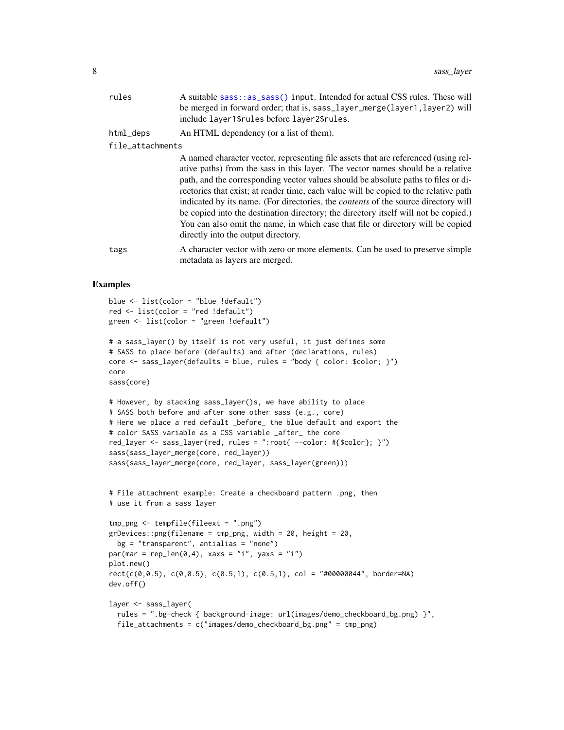| | |
|---|---|
| rules | A suitable `sass::as_sass()` input. Intended for actual CSS rules. These will be merged in forward order; that is, `sass_layer_merge(layer1,layer2)` will include `layer1$rules` before `layer2$rules`. |
| html_deps | An HTML dependency (or a list of them). |
| file_attachments | A named character vector, representing file assets that are referenced (using relative paths) from the sass in this layer. The vector names should be a relative path, and the corresponding vector values should be absolute paths to files or directories that exist; at render time, each value will be copied to the relative path indicated by its name. (For directories, the *contents* of the source directory will be copied into the destination directory; the directory itself will not be copied.) You can also omit the name, in which case that file or directory will be copied directly into the output directory. |
| tags | A character vector with zero or more elements. Can be used to preserve simple metadata as layers are merged. |

## Examples

```
blue <- list(color = "blue !default")
red <- list(color = "red !default")
green <- list(color = "green !default")

# a sass_layer() by itself is not very useful, it just defines some
# SASS to place before (defaults) and after (declarations, rules)
core <- sass_layer(defaults = blue, rules = "body { color: $color; }")
core
sass(core)

# However, by stacking sass_layer()s, we have ability to place
# SASS both before and after some other sass (e.g., core)
# Here we place a red default _before_ the blue default and export the
# color SASS variable as a CSS variable _after_ the core
red_layer <- sass_layer(red, rules = ":root{ --color: #{$color}; }")
sass(sass_layer_merge(core, red_layer))
sass(sass_layer_merge(core, red_layer, sass_layer(green)))


# File attachment example: Create a checkboard pattern .png, then
# use it from a sass layer

tmp_png <- tempfile(fileext = ".png")
grDevices::png(filename = tmp_png, width = 20, height = 20,
  bg = "transparent", antialias = "none")
par(mar = rep_len(0,4), xaxs = "i", yaxs = "i")
plot.new()
rect(c(0,0.5), c(0,0.5), c(0.5,1), c(0.5,1), col = "#00000044", border=NA)
dev.off()

layer <- sass_layer(
  rules = ".bg-check { background-image: url(images/demo_checkboard_bg.png) }",
  file_attachments = c("images/demo_checkboard_bg.png" = tmp_png)
```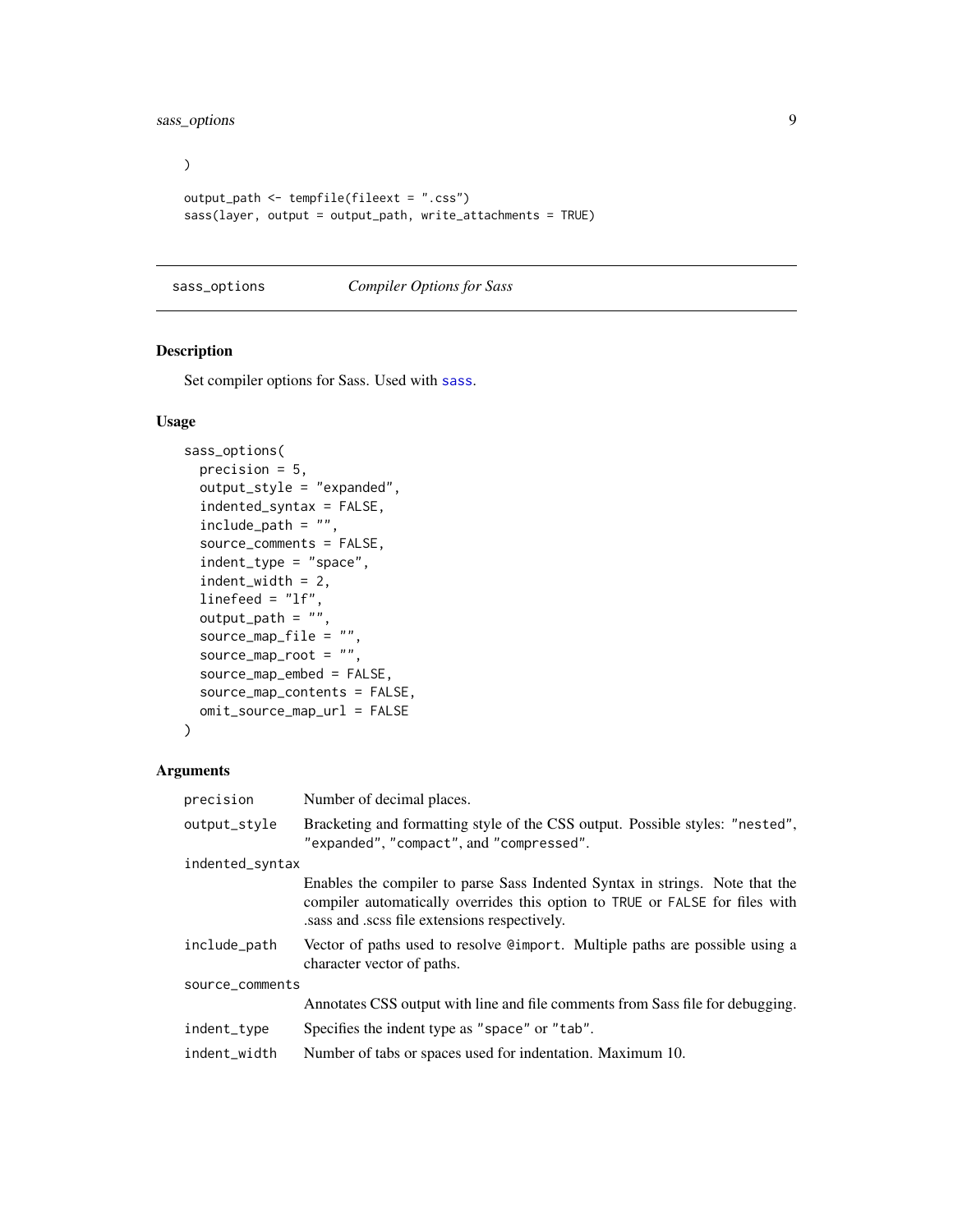```
)

output_path <- tempfile(fileext = ".css")
sass(layer, output = output_path, write_attachments = TRUE)
```

## sass_options — *Compiler Options for Sass*

### Description

Set compiler options for Sass. Used with `sass`.

### Usage

```
sass_options(
  precision = 5,
  output_style = "expanded",
  indented_syntax = FALSE,
  include_path = "",
  source_comments = FALSE,
  indent_type = "space",
  indent_width = 2,
  linefeed = "lf",
  output_path = "",
  source_map_file = "",
  source_map_root = "",
  source_map_embed = FALSE,
  source_map_contents = FALSE,
  omit_source_map_url = FALSE
)
```

### Arguments

| Argument | Description |
|---|---|
| `precision` | Number of decimal places. |
| `output_style` | Bracketing and formatting style of the CSS output. Possible styles: `"nested"`, `"expanded"`, `"compact"`, and `"compressed"`. |
| `indented_syntax` | Enables the compiler to parse Sass Indented Syntax in strings. Note that the compiler automatically overrides this option to `TRUE` or `FALSE` for files with .sass and .scss file extensions respectively. |
| `include_path` | Vector of paths used to resolve `@import`. Multiple paths are possible using a character vector of paths. |
| `source_comments` | Annotates CSS output with line and file comments from Sass file for debugging. |
| `indent_type` | Specifies the indent type as `"space"` or `"tab"`. |
| `indent_width` | Number of tabs or spaces used for indentation. Maximum 10. |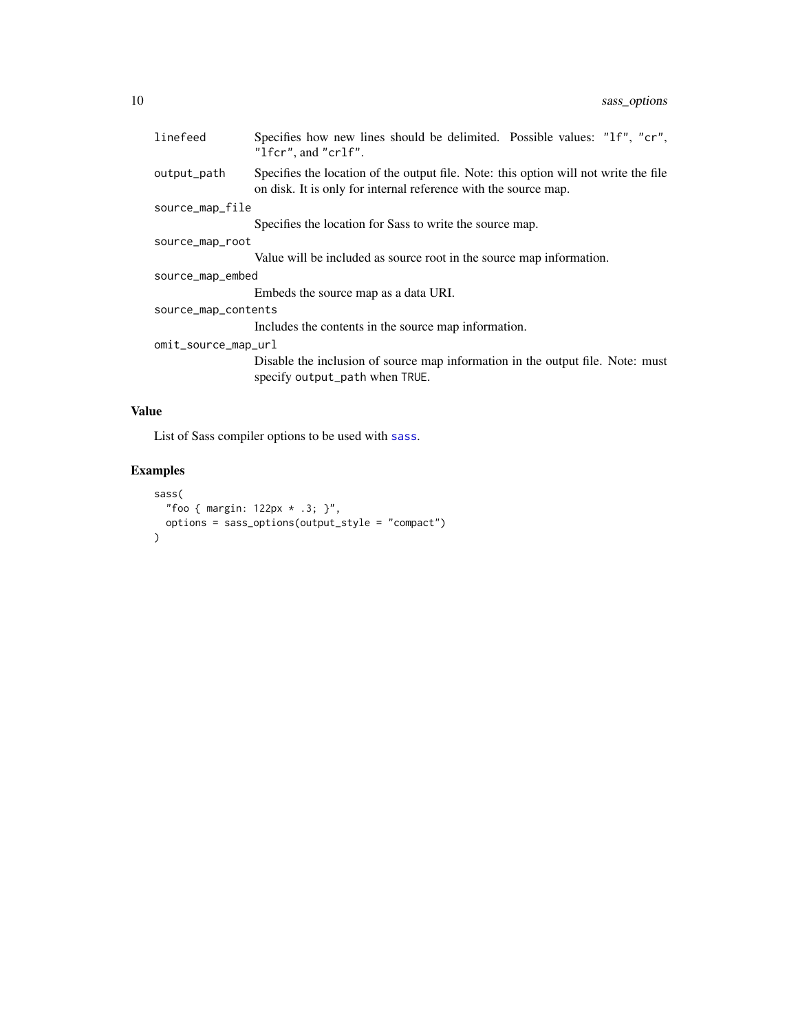| | |
|---|---|
| `linefeed` | Specifies how new lines should be delimited. Possible values: `"lf"`, `"cr"`, `"lfcr"`, and `"crlf"`. |
| `output_path` | Specifies the location of the output file. Note: this option will not write the file on disk. It is only for internal reference with the source map. |
| `source_map_file` | Specifies the location for Sass to write the source map. |
| `source_map_root` | Value will be included as source root in the source map information. |
| `source_map_embed` | Embeds the source map as a data URI. |
| `source_map_contents` | Includes the contents in the source map information. |
| `omit_source_map_url` | Disable the inclusion of source map information in the output file. Note: must specify `output_path` when `TRUE`. |

## Value

List of Sass compiler options to be used with `sass`.

## Examples

```
sass(
  "foo { margin: 122px * .3; }",
  options = sass_options(output_style = "compact")
)
```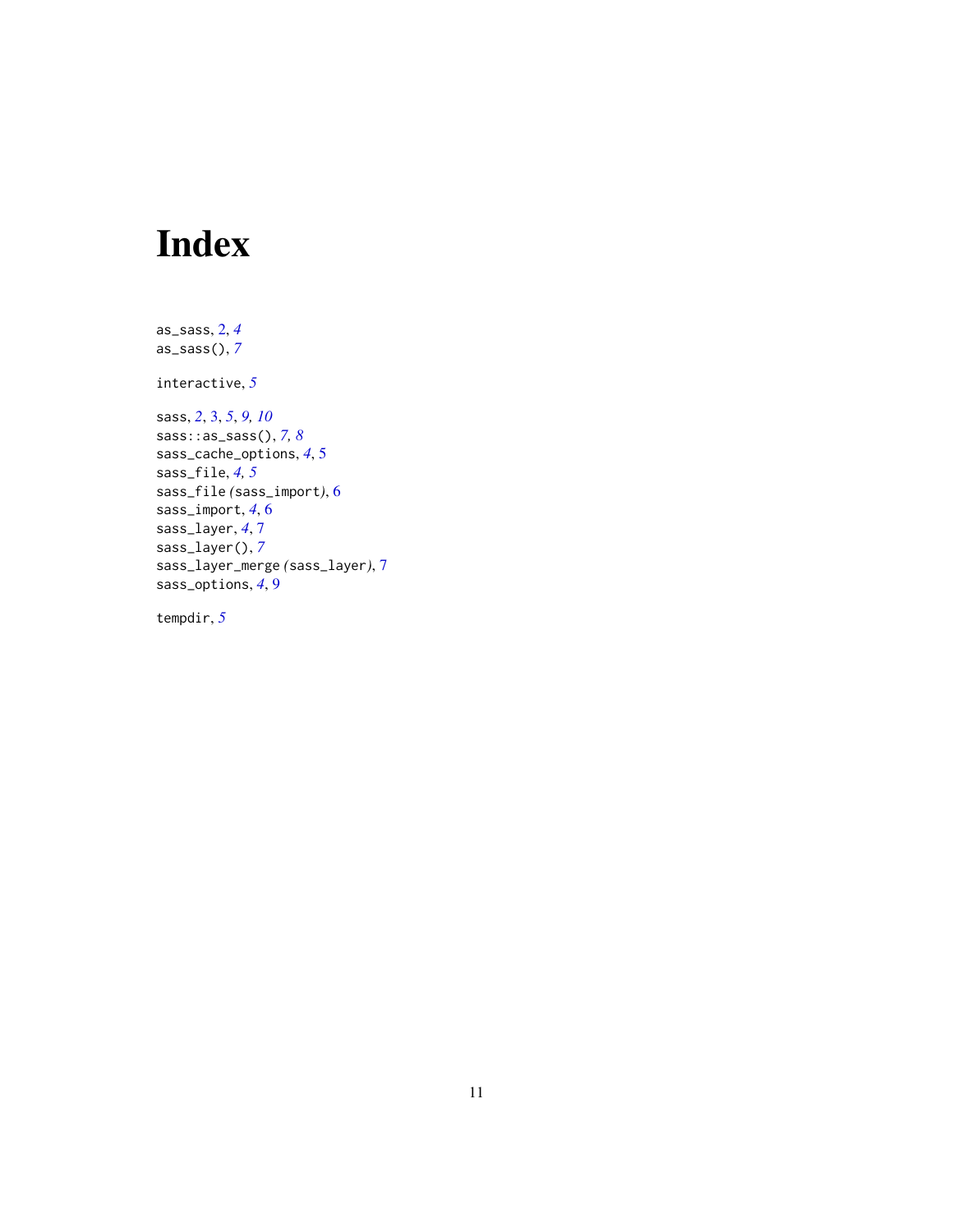# Index

as_sass, 2, *4*
as_sass(), *7*

interactive, *5*

sass, *2*, 3, *5*, *9, 10*
sass::as_sass(), *7, 8*
sass_cache_options, *4*, 5
sass_file, *4, 5*
sass_file *(*sass_import*)*, 6
sass_import, *4*, 6
sass_layer, *4*, 7
sass_layer(), *7*
sass_layer_merge *(*sass_layer*)*, 7
sass_options, *4*, 9

tempdir, *5*